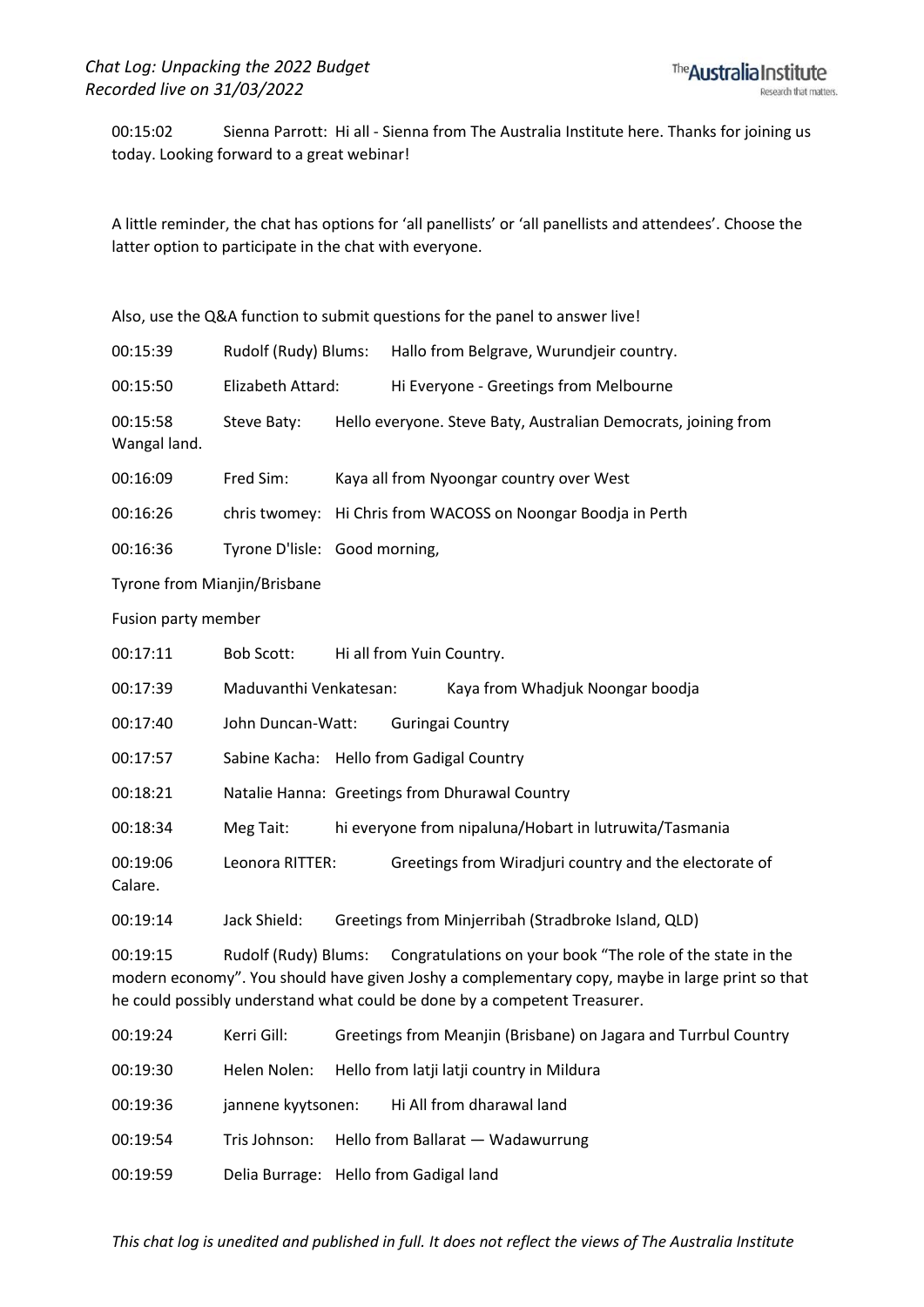*Chat Log: Unpacking the 2022 Budget*
*Recorded live on 31/03/2022*

00:15:02 Sienna Parrott: Hi all - Sienna from The Australia Institute here. Thanks for joining us today. Looking forward to a great webinar!

A little reminder, the chat has options for 'all panellists' or 'all panellists and attendees'. Choose the latter option to participate in the chat with everyone.

Also, use the Q&A function to submit questions for the panel to answer live!

00:15:39 Rudolf (Rudy) Blums: Hallo from Belgrave, Wurundjeir country.

00:15:50 Elizabeth Attard: Hi Everyone - Greetings from Melbourne

00:15:58 Steve Baty: Hello everyone. Steve Baty, Australian Democrats, joining from Wangal land.

00:16:09 Fred Sim: Kaya all from Nyoongar country over West

00:16:26 chris twomey: Hi Chris from WACOSS on Noongar Boodja in Perth

00:16:36 Tyrone D'lisle: Good morning,

Tyrone from Mianjin/Brisbane

Fusion party member

00:17:11 Bob Scott: Hi all from Yuin Country.

00:17:39 Maduvanthi Venkatesan: Kaya from Whadjuk Noongar boodja

00:17:40 John Duncan-Watt: Guringai Country

00:17:57 Sabine Kacha: Hello from Gadigal Country

00:18:21 Natalie Hanna: Greetings from Dhurawal Country

00:18:34 Meg Tait: hi everyone from nipaluna/Hobart in lutruwita/Tasmania

00:19:06 Leonora RITTER: Greetings from Wiradjuri country and the electorate of Calare.

00:19:14 Jack Shield: Greetings from Minjerribah (Stradbroke Island, QLD)

00:19:15 Rudolf (Rudy) Blums: Congratulations on your book "The role of the state in the modern economy". You should have given Joshy a complementary copy, maybe in large print so that he could possibly understand what could be done by a competent Treasurer.

00:19:24 Kerri Gill: Greetings from Meanjin (Brisbane) on Jagara and Turrbul Country

00:19:30 Helen Nolen: Hello from latji latji country in Mildura

00:19:36 jannene kyytsonen: Hi All from dharawal land

00:19:54 Tris Johnson: Hello from Ballarat — Wadawurrung

00:19:59 Delia Burrage: Hello from Gadigal land

*This chat log is unedited and published in full. It does not reflect the views of The Australia Institute*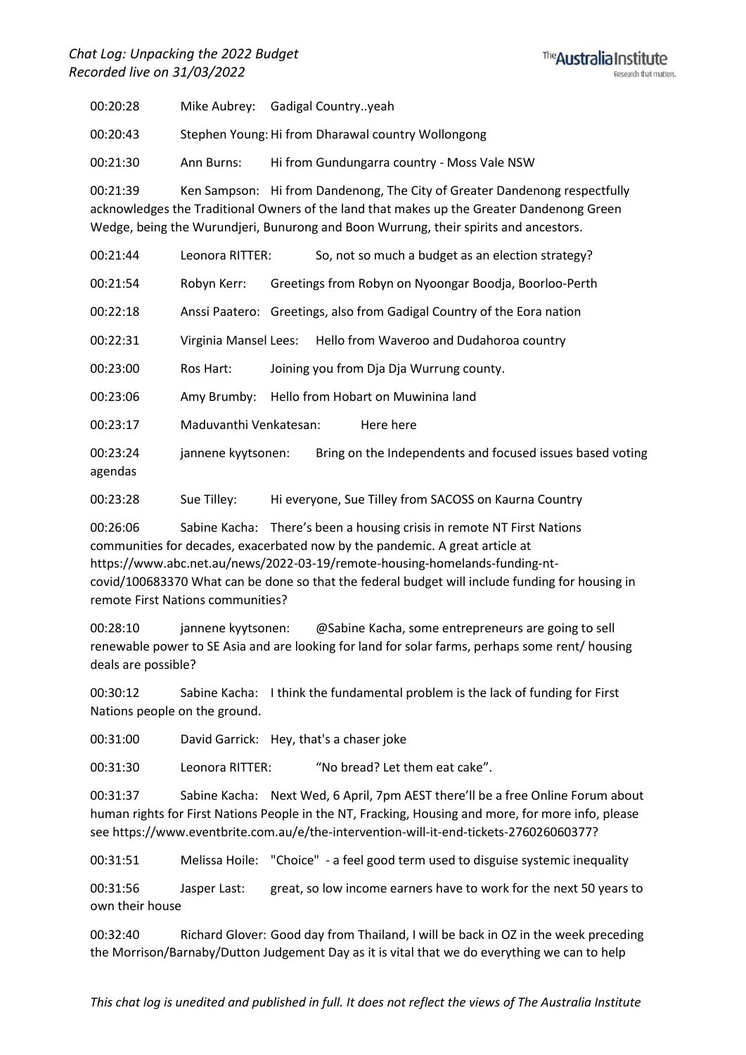00:20:28 Mike Aubrey: Gadigal Country..yeah

00:20:43 Stephen Young: Hi from Dharawal country Wollongong

00:21:30 Ann Burns: Hi from Gundungarra country - Moss Vale NSW

00:21:39 Ken Sampson: Hi from Dandenong, The City of Greater Dandenong respectfully acknowledges the Traditional Owners of the land that makes up the Greater Dandenong Green Wedge, being the Wurundjeri, Bunurong and Boon Wurrung, their spirits and ancestors.

00:21:44 Leonora RITTER: So, not so much a budget as an election strategy?

00:21:54 Robyn Kerr: Greetings from Robyn on Nyoongar Boodja, Boorloo-Perth

00:22:18 Anssi Paatero: Greetings, also from Gadigal Country of the Eora nation

00:22:31 Virginia Mansel Lees: Hello from Waveroo and Dudahoroa country

00:23:00 Ros Hart: Joining you from Dja Dja Wurrung county.

00:23:06 Amy Brumby: Hello from Hobart on Muwinina land

00:23:17 Maduvanthi Venkatesan: Here here

00:23:24 jannene kyytsonen: Bring on the Independents and focused issues based voting agendas

00:23:28 Sue Tilley: Hi everyone, Sue Tilley from SACOSS on Kaurna Country

00:26:06 Sabine Kacha: There's been a housing crisis in remote NT First Nations communities for decades, exacerbated now by the pandemic. A great article at https://www.abc.net.au/news/2022-03-19/remote-housing-homelands-funding-nt-covid/100683370 What can be done so that the federal budget will include funding for housing in remote First Nations communities?

00:28:10 jannene kyytsonen: @Sabine Kacha, some entrepreneurs are going to sell renewable power to SE Asia and are looking for land for solar farms, perhaps some rent/ housing deals are possible?

00:30:12 Sabine Kacha: I think the fundamental problem is the lack of funding for First Nations people on the ground.

00:31:00 David Garrick: Hey, that's a chaser joke

00:31:30 Leonora RITTER: "No bread? Let them eat cake".

00:31:37 Sabine Kacha: Next Wed, 6 April, 7pm AEST there'll be a free Online Forum about human rights for First Nations People in the NT, Fracking, Housing and more, for more info, please see https://www.eventbrite.com.au/e/the-intervention-will-it-end-tickets-276026060377?

00:31:51 Melissa Hoile: "Choice" - a feel good term used to disguise systemic inequality

00:31:56 Jasper Last: great, so low income earners have to work for the next 50 years to own their house

00:32:40 Richard Glover: Good day from Thailand, I will be back in OZ in the week preceding the Morrison/Barnaby/Dutton Judgement Day as it is vital that we do everything we can to help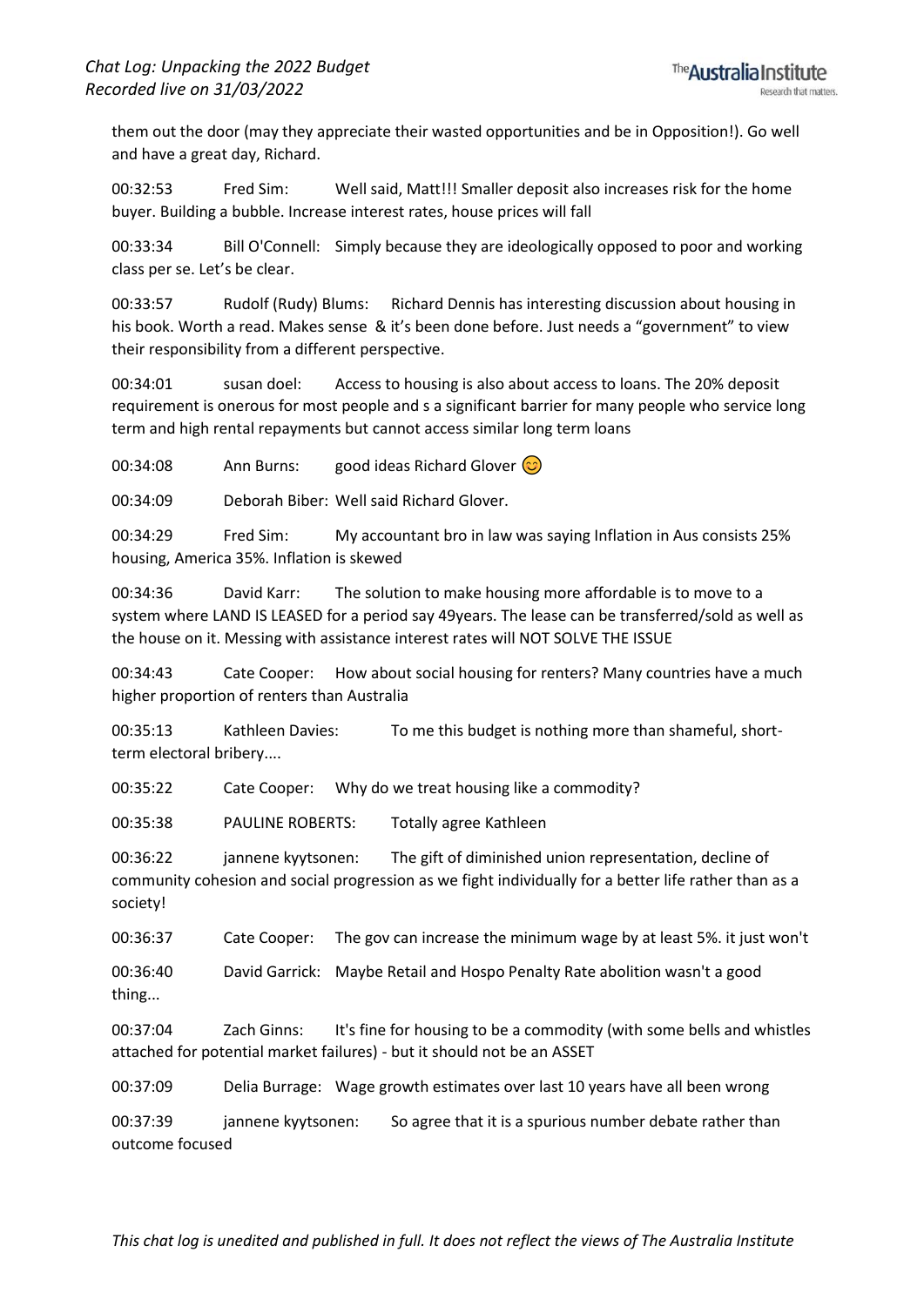them out the door (may they appreciate their wasted opportunities and be in Opposition!). Go well and have a great day, Richard.

00:32:53 Fred Sim: Well said, Matt!!! Smaller deposit also increases risk for the home buyer. Building a bubble. Increase interest rates, house prices will fall

00:33:34 Bill O'Connell: Simply because they are ideologically opposed to poor and working class per se. Let's be clear.

00:33:57 Rudolf (Rudy) Blums: Richard Dennis has interesting discussion about housing in his book. Worth a read. Makes sense & it's been done before. Just needs a "government" to view their responsibility from a different perspective.

00:34:01 susan doel: Access to housing is also about access to loans. The 20% deposit requirement is onerous for most people and s a significant barrier for many people who service long term and high rental repayments but cannot access similar long term loans

00:34:08 Ann Burns: good ideas Richard Glover 😊

00:34:09 Deborah Biber: Well said Richard Glover.

00:34:29 Fred Sim: My accountant bro in law was saying Inflation in Aus consists 25% housing, America 35%. Inflation is skewed

00:34:36 David Karr: The solution to make housing more affordable is to move to a system where LAND IS LEASED for a period say 49years. The lease can be transferred/sold as well as the house on it. Messing with assistance interest rates will NOT SOLVE THE ISSUE

00:34:43 Cate Cooper: How about social housing for renters? Many countries have a much higher proportion of renters than Australia

00:35:13 Kathleen Davies: To me this budget is nothing more than shameful, short-term electoral bribery....

00:35:22 Cate Cooper: Why do we treat housing like a commodity?

00:35:38 PAULINE ROBERTS: Totally agree Kathleen

00:36:22 jannene kyytsonen: The gift of diminished union representation, decline of community cohesion and social progression as we fight individually for a better life rather than as a society!

00:36:37 Cate Cooper: The gov can increase the minimum wage by at least 5%. it just won't

00:36:40 David Garrick: Maybe Retail and Hospo Penalty Rate abolition wasn't a good thing...

00:37:04 Zach Ginns: It's fine for housing to be a commodity (with some bells and whistles attached for potential market failures) - but it should not be an ASSET

00:37:09 Delia Burrage: Wage growth estimates over last 10 years have all been wrong

00:37:39 jannene kyytsonen: So agree that it is a spurious number debate rather than outcome focused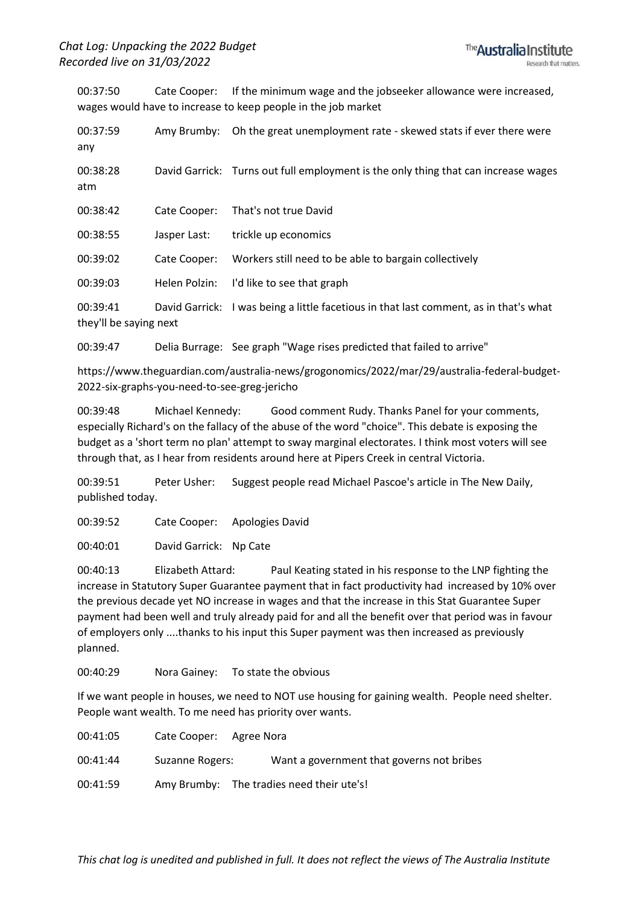00:37:50 Cate Cooper: If the minimum wage and the jobseeker allowance were increased, wages would have to increase to keep people in the job market

00:37:59 Amy Brumby: Oh the great unemployment rate - skewed stats if ever there were any

00:38:28 David Garrick: Turns out full employment is the only thing that can increase wages atm

00:38:42 Cate Cooper: That's not true David

00:38:55 Jasper Last: trickle up economics

00:39:02 Cate Cooper: Workers still need to be able to bargain collectively

00:39:03 Helen Polzin: I'd like to see that graph

00:39:41 David Garrick: I was being a little facetious in that last comment, as in that's what they'll be saying next

00:39:47 Delia Burrage: See graph "Wage rises predicted that failed to arrive"

https://www.theguardian.com/australia-news/grogonomics/2022/mar/29/australia-federal-budget-2022-six-graphs-you-need-to-see-greg-jericho

00:39:48 Michael Kennedy: Good comment Rudy. Thanks Panel for your comments, especially Richard's on the fallacy of the abuse of the word "choice". This debate is exposing the budget as a 'short term no plan' attempt to sway marginal electorates. I think most voters will see through that, as I hear from residents around here at Pipers Creek in central Victoria.

00:39:51 Peter Usher: Suggest people read Michael Pascoe's article in The New Daily, published today.

00:39:52 Cate Cooper: Apologies David

00:40:01 David Garrick: Np Cate

00:40:13 Elizabeth Attard: Paul Keating stated in his response to the LNP fighting the increase in Statutory Super Guarantee payment that in fact productivity had increased by 10% over the previous decade yet NO increase in wages and that the increase in this Stat Guarantee Super payment had been well and truly already paid for and all the benefit over that period was in favour of employers only ....thanks to his input this Super payment was then increased as previously planned.

00:40:29 Nora Gainey: To state the obvious

If we want people in houses, we need to NOT use housing for gaining wealth. People need shelter. People want wealth. To me need has priority over wants.

00:41:05 Cate Cooper: Agree Nora

00:41:44 Suzanne Rogers: Want a government that governs not bribes

00:41:59 Amy Brumby: The tradies need their ute's!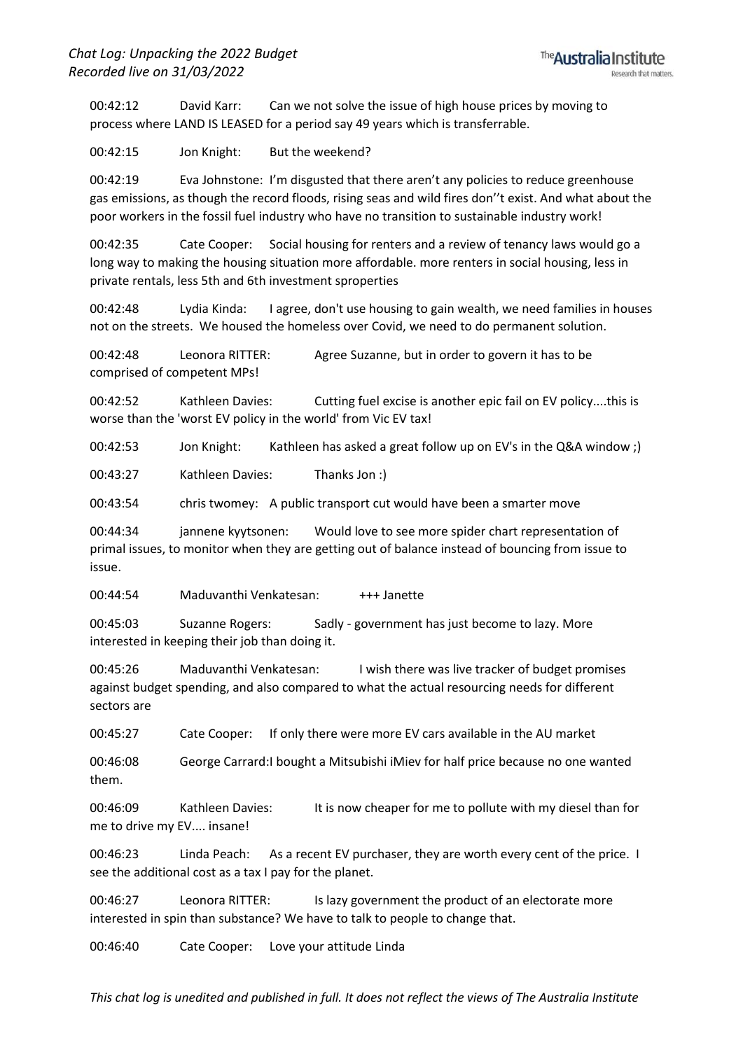00:42:12 David Karr: Can we not solve the issue of high house prices by moving to process where LAND IS LEASED for a period say 49 years which is transferrable.

00:42:15 Jon Knight: But the weekend?

00:42:19 Eva Johnstone: I'm disgusted that there aren't any policies to reduce greenhouse gas emissions, as though the record floods, rising seas and wild fires don''t exist. And what about the poor workers in the fossil fuel industry who have no transition to sustainable industry work!

00:42:35 Cate Cooper: Social housing for renters and a review of tenancy laws would go a long way to making the housing situation more affordable. more renters in social housing, less in private rentals, less 5th and 6th investment sproperties

00:42:48 Lydia Kinda: I agree, don't use housing to gain wealth, we need families in houses not on the streets. We housed the homeless over Covid, we need to do permanent solution.

00:42:48 Leonora RITTER: Agree Suzanne, but in order to govern it has to be comprised of competent MPs!

00:42:52 Kathleen Davies: Cutting fuel excise is another epic fail on EV policy....this is worse than the 'worst EV policy in the world' from Vic EV tax!

00:42:53 Jon Knight: Kathleen has asked a great follow up on EV's in the Q&A window ;)

00:43:27 Kathleen Davies: Thanks Jon :)

00:43:54 chris twomey: A public transport cut would have been a smarter move

00:44:34 jannene kyytsonen: Would love to see more spider chart representation of primal issues, to monitor when they are getting out of balance instead of bouncing from issue to issue.

00:44:54 Maduvanthi Venkatesan: +++ Janette

00:45:03 Suzanne Rogers: Sadly - government has just become to lazy. More interested in keeping their job than doing it.

00:45:26 Maduvanthi Venkatesan: I wish there was live tracker of budget promises against budget spending, and also compared to what the actual resourcing needs for different sectors are

00:45:27 Cate Cooper: If only there were more EV cars available in the AU market

00:46:08 George Carrard: I bought a Mitsubishi iMiev for half price because no one wanted them.

00:46:09 Kathleen Davies: It is now cheaper for me to pollute with my diesel than for me to drive my EV.... insane!

00:46:23 Linda Peach: As a recent EV purchaser, they are worth every cent of the price. I see the additional cost as a tax I pay for the planet.

00:46:27 Leonora RITTER: Is lazy government the product of an electorate more interested in spin than substance? We have to talk to people to change that.

00:46:40 Cate Cooper: Love your attitude Linda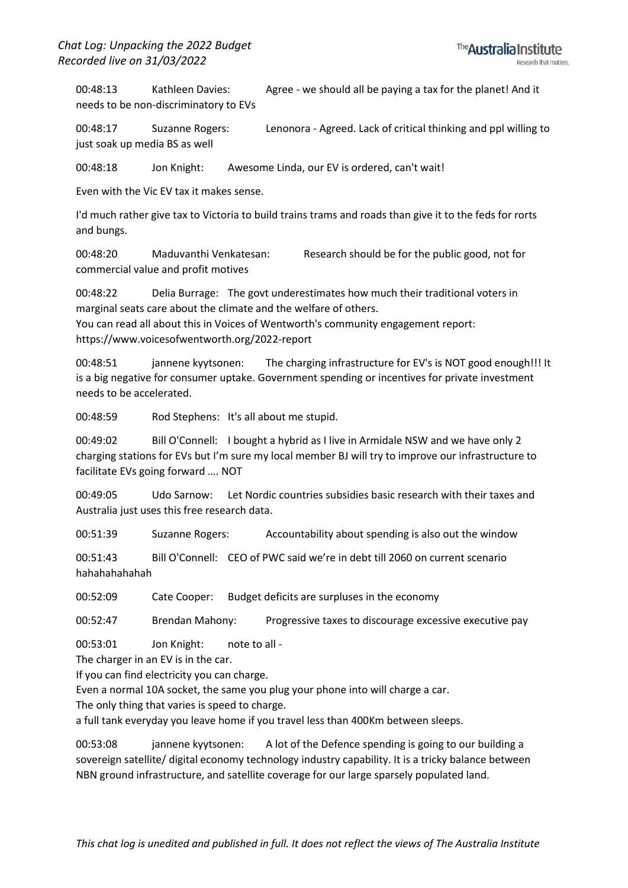00:48:13 Kathleen Davies: Agree - we should all be paying a tax for the planet! And it needs to be non-discriminatory to EVs

00:48:17 Suzanne Rogers: Lenonora - Agreed. Lack of critical thinking and ppl willing to just soak up media BS as well

00:48:18 Jon Knight: Awesome Linda, our EV is ordered, can't wait!

Even with the Vic EV tax it makes sense.

I'd much rather give tax to Victoria to build trains trams and roads than give it to the feds for rorts and bungs.

00:48:20 Maduvanthi Venkatesan: Research should be for the public good, not for commercial value and profit motives

00:48:22 Delia Burrage: The govt underestimates how much their traditional voters in marginal seats care about the climate and the welfare of others.
You can read all about this in Voices of Wentworth's community engagement report: https://www.voicesofwentworth.org/2022-report

00:48:51 jannene kyytsonen: The charging infrastructure for EV's is NOT good enough!!! It is a big negative for consumer uptake. Government spending or incentives for private investment needs to be accelerated.

00:48:59 Rod Stephens: It's all about me stupid.

00:49:02 Bill O'Connell: I bought a hybrid as I live in Armidale NSW and we have only 2 charging stations for EVs but I'm sure my local member BJ will try to improve our infrastructure to facilitate EVs going forward …. NOT

00:49:05 Udo Sarnow: Let Nordic countries subsidies basic research with their taxes and Australia just uses this free research data.

00:51:39 Suzanne Rogers: Accountability about spending is also out the window

00:51:43 Bill O'Connell: CEO of PWC said we're in debt till 2060 on current scenario hahahahahahah

00:52:09 Cate Cooper: Budget deficits are surpluses in the economy

00:52:47 Brendan Mahony: Progressive taxes to discourage excessive executive pay

00:53:01 Jon Knight: note to all -
The charger in an EV is in the car.
If you can find electricity you can charge.
Even a normal 10A socket, the same you plug your phone into will charge a car.
The only thing that varies is speed to charge.
a full tank everyday you leave home if you travel less than 400Km between sleeps.

00:53:08 jannene kyytsonen: A lot of the Defence spending is going to our building a sovereign satellite/ digital economy technology industry capability. It is a tricky balance between NBN ground infrastructure, and satellite coverage for our large sparsely populated land.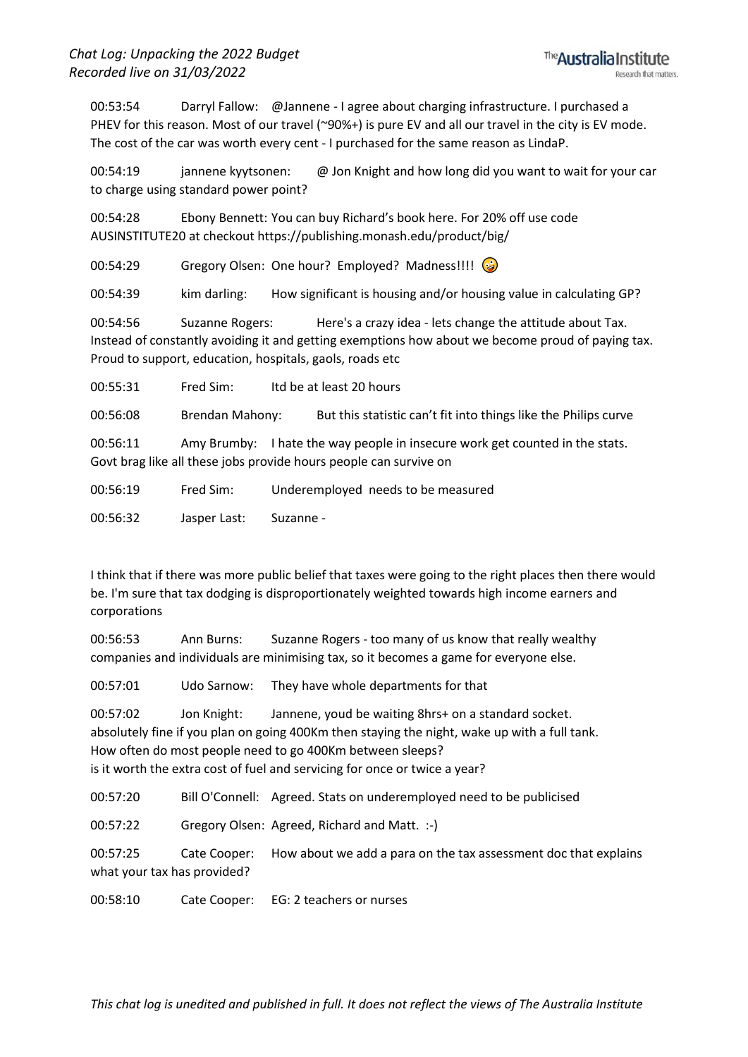00:53:54 Darryl Fallow: @Jannene - I agree about charging infrastructure. I purchased a PHEV for this reason. Most of our travel (~90%+) is pure EV and all our travel in the city is EV mode. The cost of the car was worth every cent - I purchased for the same reason as LindaP.

00:54:19 jannene kyytsonen: @ Jon Knight and how long did you want to wait for your car to charge using standard power point?

00:54:28 Ebony Bennett: You can buy Richard's book here. For 20% off use code AUSINSTITUTE20 at checkout https://publishing.monash.edu/product/big/

00:54:29 Gregory Olsen: One hour? Employed? Madness!!!! 🤪

00:54:39 kim darling: How significant is housing and/or housing value in calculating GP?

00:54:56 Suzanne Rogers: Here's a crazy idea - lets change the attitude about Tax. Instead of constantly avoiding it and getting exemptions how about we become proud of paying tax. Proud to support, education, hospitals, gaols, roads etc

00:55:31 Fred Sim: Itd be at least 20 hours

00:56:08 Brendan Mahony: But this statistic can't fit into things like the Philips curve

00:56:11 Amy Brumby: I hate the way people in insecure work get counted in the stats. Govt brag like all these jobs provide hours people can survive on

00:56:19 Fred Sim: Underemployed needs to be measured

00:56:32 Jasper Last: Suzanne -

I think that if there was more public belief that taxes were going to the right places then there would be. I'm sure that tax dodging is disproportionately weighted towards high income earners and corporations

00:56:53 Ann Burns: Suzanne Rogers - too many of us know that really wealthy companies and individuals are minimising tax, so it becomes a game for everyone else.

00:57:01 Udo Sarnow: They have whole departments for that

00:57:02 Jon Knight: Jannene, youd be waiting 8hrs+ on a standard socket.
absolutely fine if you plan on going 400Km then staying the night, wake up with a full tank.
How often do most people need to go 400Km between sleeps?
is it worth the extra cost of fuel and servicing for once or twice a year?

00:57:20 Bill O'Connell: Agreed. Stats on underemployed need to be publicised

00:57:22 Gregory Olsen: Agreed, Richard and Matt. :-)

00:57:25 Cate Cooper: How about we add a para on the tax assessment doc that explains what your tax has provided?

00:58:10 Cate Cooper: EG: 2 teachers or nurses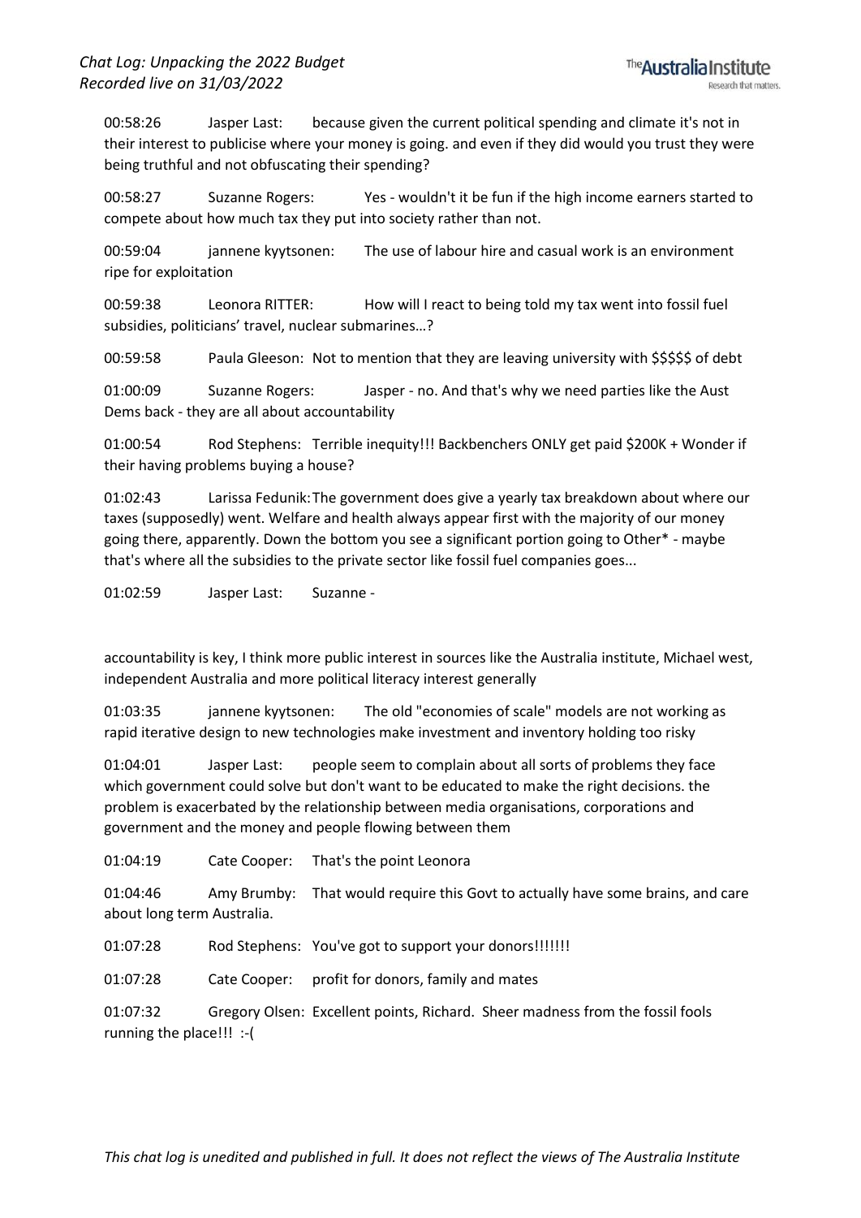00:58:26 Jasper Last: because given the current political spending and climate it's not in their interest to publicise where your money is going. and even if they did would you trust they were being truthful and not obfuscating their spending?

00:58:27 Suzanne Rogers: Yes - wouldn't it be fun if the high income earners started to compete about how much tax they put into society rather than not.

00:59:04 jannene kyytsonen: The use of labour hire and casual work is an environment ripe for exploitation

00:59:38 Leonora RITTER: How will I react to being told my tax went into fossil fuel subsidies, politicians' travel, nuclear submarines…?

00:59:58 Paula Gleeson: Not to mention that they are leaving university with $$$$$ of debt

01:00:09 Suzanne Rogers: Jasper - no. And that's why we need parties like the Aust Dems back - they are all about accountability

01:00:54 Rod Stephens: Terrible inequity!!! Backbenchers ONLY get paid $200K + Wonder if their having problems buying a house?

01:02:43 Larissa Fedunik: The government does give a yearly tax breakdown about where our taxes (supposedly) went. Welfare and health always appear first with the majority of our money going there, apparently. Down the bottom you see a significant portion going to Other* - maybe that's where all the subsidies to the private sector like fossil fuel companies goes...

01:02:59 Jasper Last: Suzanne -

accountability is key, I think more public interest in sources like the Australia institute, Michael west, independent Australia and more political literacy interest generally

01:03:35 jannene kyytsonen: The old "economies of scale" models are not working as rapid iterative design to new technologies make investment and inventory holding too risky

01:04:01 Jasper Last: people seem to complain about all sorts of problems they face which government could solve but don't want to be educated to make the right decisions. the problem is exacerbated by the relationship between media organisations, corporations and government and the money and people flowing between them

01:04:19 Cate Cooper: That's the point Leonora

01:04:46 Amy Brumby: That would require this Govt to actually have some brains, and care about long term Australia.

01:07:28 Rod Stephens: You've got to support your donors!!!!!!!

01:07:28 Cate Cooper: profit for donors, family and mates

01:07:32 Gregory Olsen: Excellent points, Richard. Sheer madness from the fossil fools running the place!!! :-(

*This chat log is unedited and published in full. It does not reflect the views of The Australia Institute*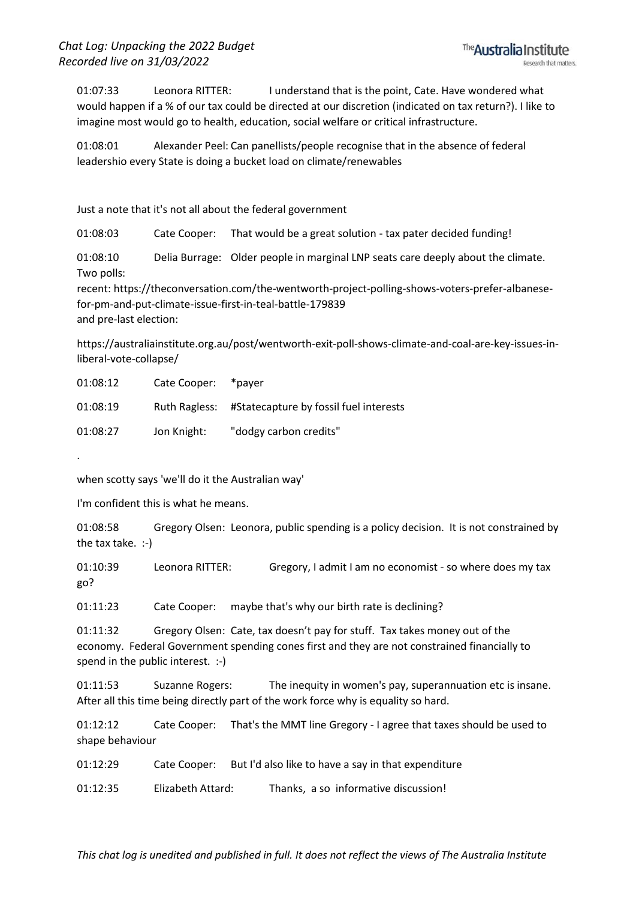01:07:33 Leonora RITTER: I understand that is the point, Cate. Have wondered what would happen if a % of our tax could be directed at our discretion (indicated on tax return?). I like to imagine most would go to health, education, social welfare or critical infrastructure.

01:08:01 Alexander Peel: Can panellists/people recognise that in the absence of federal leadershio every State is doing a bucket load on climate/renewables

Just a note that it's not all about the federal government

01:08:03 Cate Cooper: That would be a great solution - tax pater decided funding!

01:08:10 Delia Burrage: Older people in marginal LNP seats care deeply about the climate. Two polls:
recent: https://theconversation.com/the-wentworth-project-polling-shows-voters-prefer-albanese-for-pm-and-put-climate-issue-first-in-teal-battle-179839
and pre-last election:

https://australiainstitute.org.au/post/wentworth-exit-poll-shows-climate-and-coal-are-key-issues-in-liberal-vote-collapse/

01:08:12 Cate Cooper: *payer

01:08:19 Ruth Ragless: #Statecapture by fossil fuel interests

01:08:27 Jon Knight: "dodgy carbon credits"

.

when scotty says 'we'll do it the Australian way'

I'm confident this is what he means.

01:08:58 Gregory Olsen: Leonora, public spending is a policy decision. It is not constrained by the tax take. :-)

01:10:39 Leonora RITTER: Gregory, I admit I am no economist - so where does my tax go?

01:11:23 Cate Cooper: maybe that's why our birth rate is declining?

01:11:32 Gregory Olsen: Cate, tax doesn't pay for stuff. Tax takes money out of the economy. Federal Government spending cones first and they are not constrained financially to spend in the public interest. :-)

01:11:53 Suzanne Rogers: The inequity in women's pay, superannuation etc is insane. After all this time being directly part of the work force why is equality so hard.

01:12:12 Cate Cooper: That's the MMT line Gregory - I agree that taxes should be used to shape behaviour

01:12:29 Cate Cooper: But I'd also like to have a say in that expenditure

01:12:35 Elizabeth Attard: Thanks, a so informative discussion!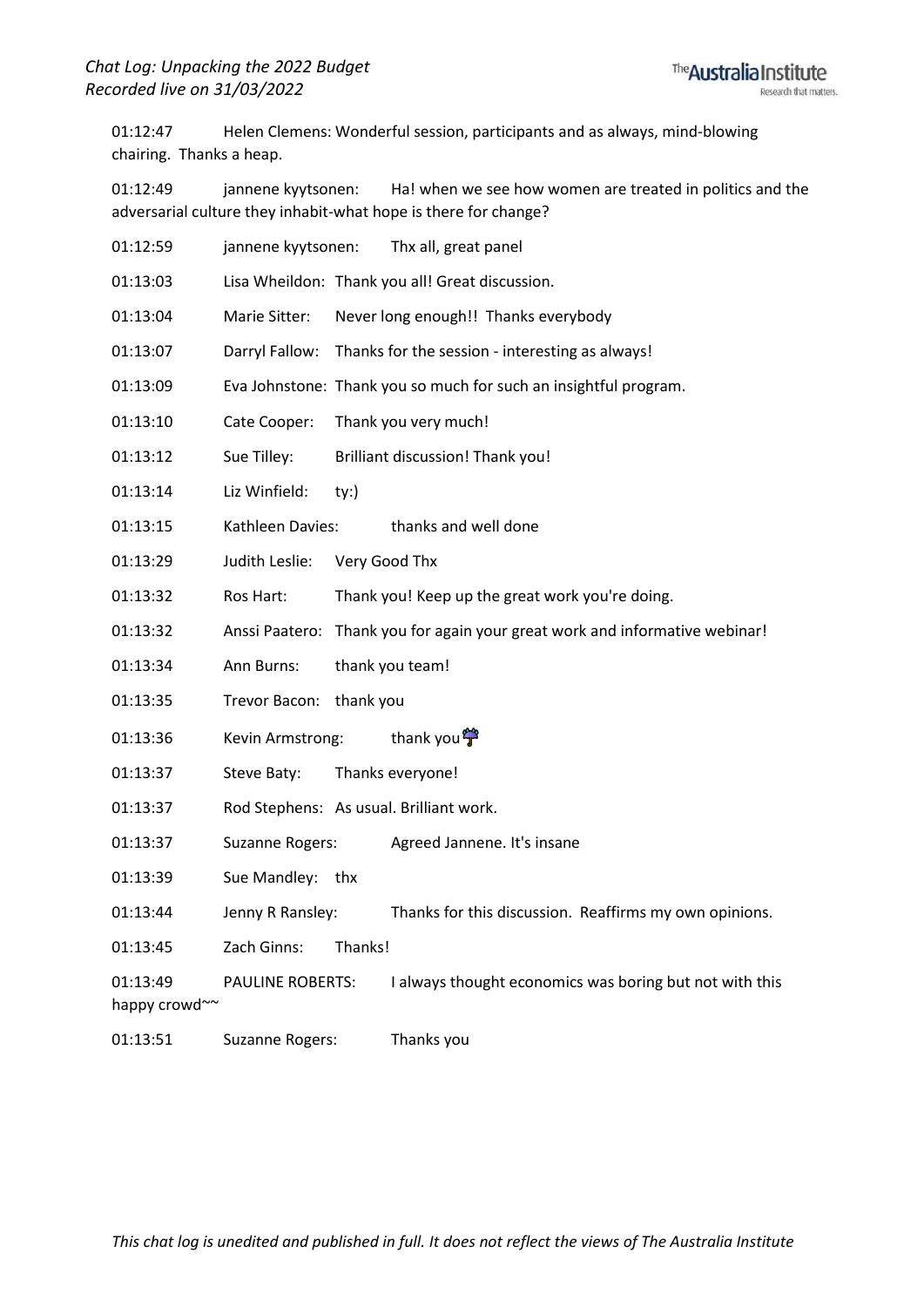01:12:47 Helen Clemens: Wonderful session, participants and as always, mind-blowing chairing. Thanks a heap.

01:12:49 jannene kyytsonen: Ha! when we see how women are treated in politics and the adversarial culture they inhabit-what hope is there for change?

01:12:59 jannene kyytsonen: Thx all, great panel

01:13:03 Lisa Wheildon: Thank you all! Great discussion.

01:13:04 Marie Sitter: Never long enough!! Thanks everybody

01:13:07 Darryl Fallow: Thanks for the session - interesting as always!

01:13:09 Eva Johnstone: Thank you so much for such an insightful program.

01:13:10 Cate Cooper: Thank you very much!

01:13:12 Sue Tilley: Brilliant discussion! Thank you!

01:13:14 Liz Winfield: ty:)

01:13:15 Kathleen Davies: thanks and well done

01:13:29 Judith Leslie: Very Good Thx

01:13:32 Ros Hart: Thank you! Keep up the great work you're doing.

01:13:32 Anssi Paatero: Thank you for again your great work and informative webinar!

01:13:34 Ann Burns: thank you team!

01:13:35 Trevor Bacon: thank you

01:13:36 Kevin Armstrong: thank you ☔

01:13:37 Steve Baty: Thanks everyone!

01:13:37 Rod Stephens: As usual. Brilliant work.

01:13:37 Suzanne Rogers: Agreed Jannene. It's insane

01:13:39 Sue Mandley: thx

01:13:44 Jenny R Ransley: Thanks for this discussion. Reaffirms my own opinions.

01:13:45 Zach Ginns: Thanks!

01:13:49 PAULINE ROBERTS: I always thought economics was boring but not with this happy crowd~~

01:13:51 Suzanne Rogers: Thanks you

*This chat log is unedited and published in full. It does not reflect the views of The Australia Institute*